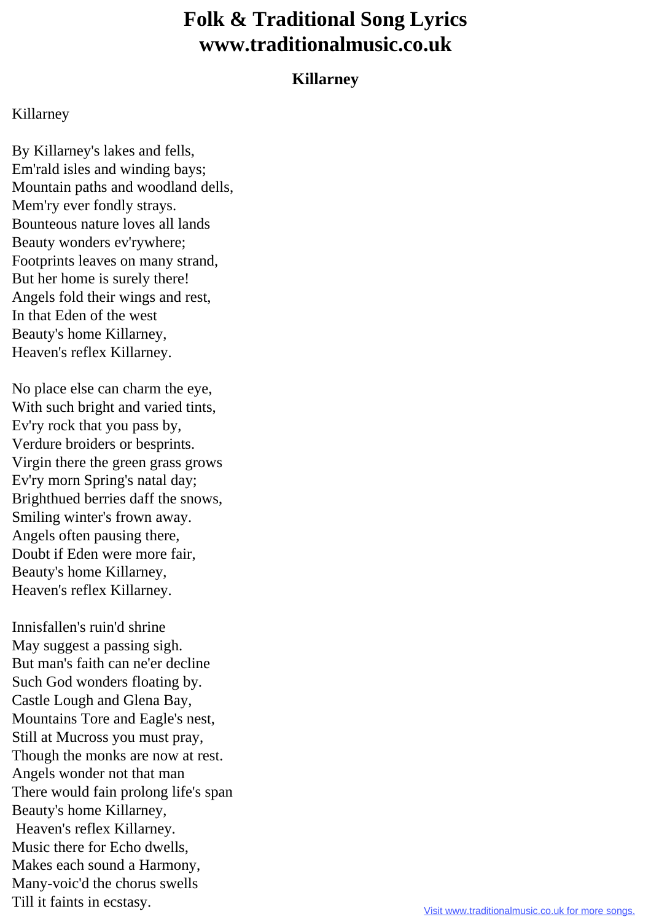# Folk & Traditional Song Lyrics www.traditionalmusic.co.uk

## Killarney

Killarney

By Killarney's lakes and fells,
Em'rald isles and winding bays;
Mountain paths and woodland dells,
Mem'ry ever fondly strays.
Bounteous nature loves all lands
Beauty wonders ev'rywhere;
Footprints leaves on many strand,
But her home is surely there!
Angels fold their wings and rest,
In that Eden of the west
Beauty's home Killarney,
Heaven's reflex Killarney.

No place else can charm the eye,
With such bright and varied tints,
Ev'ry rock that you pass by,
Verdure broiders or besprints.
Virgin there the green grass grows
Ev'ry morn Spring's natal day;
Brighthued berries daff the snows,
Smiling winter's frown away.
Angels often pausing there,
Doubt if Eden were more fair,
Beauty's home Killarney,
Heaven's reflex Killarney.

Innisfallen's ruin'd shrine
May suggest a passing sigh.
But man's faith can ne'er decline
Such God wonders floating by.
Castle Lough and Glena Bay,
Mountains Tore and Eagle's nest,
Still at Mucross you must pray,
Though the monks are now at rest.
Angels wonder not that man
There would fain prolong life's span
Beauty's home Killarney,
Heaven's reflex Killarney.
Music there for Echo dwells,
Makes each sound a Harmony,
Many-voic'd the chorus swells
Till it faints in ecstasy.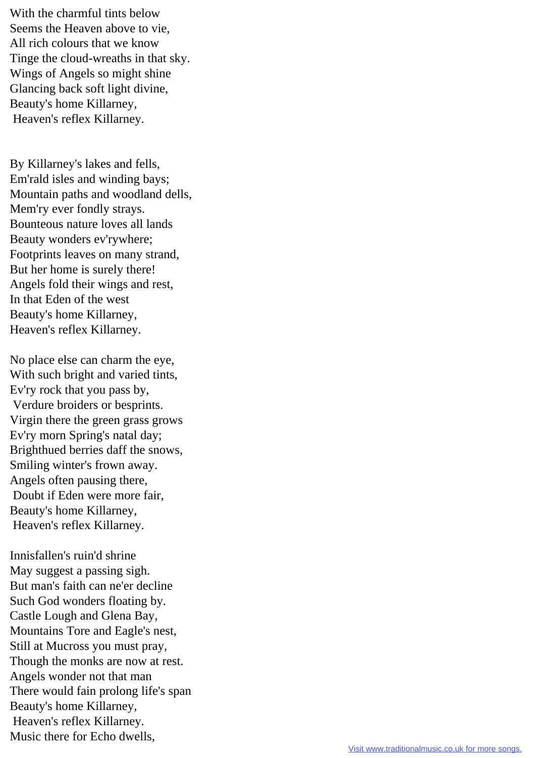With the charmful tints below
Seems the Heaven above to vie,
All rich colours that we know
Tinge the cloud-wreaths in that sky.
Wings of Angels so might shine
Glancing back soft light divine,
Beauty's home Killarney,
Heaven's reflex Killarney.

By Killarney's lakes and fells,
Em'rald isles and winding bays;
Mountain paths and woodland dells,
Mem'ry ever fondly strays.
Bounteous nature loves all lands
Beauty wonders ev'rywhere;
Footprints leaves on many strand,
But her home is surely there!
Angels fold their wings and rest,
In that Eden of the west
Beauty's home Killarney,
Heaven's reflex Killarney.

No place else can charm the eye,
With such bright and varied tints,
Ev'ry rock that you pass by,
Verdure broiders or besprints.
Virgin there the green grass grows
Ev'ry morn Spring's natal day;
Brighthued berries daff the snows,
Smiling winter's frown away.
Angels often pausing there,
Doubt if Eden were more fair,
Beauty's home Killarney,
Heaven's reflex Killarney.

Innisfallen's ruin'd shrine
May suggest a passing sigh.
But man's faith can ne'er decline
Such God wonders floating by.
Castle Lough and Glena Bay,
Mountains Tore and Eagle's nest,
Still at Mucross you must pray,
Though the monks are now at rest.
Angels wonder not that man
There would fain prolong life's span
Beauty's home Killarney,
Heaven's reflex Killarney.
Music there for Echo dwells,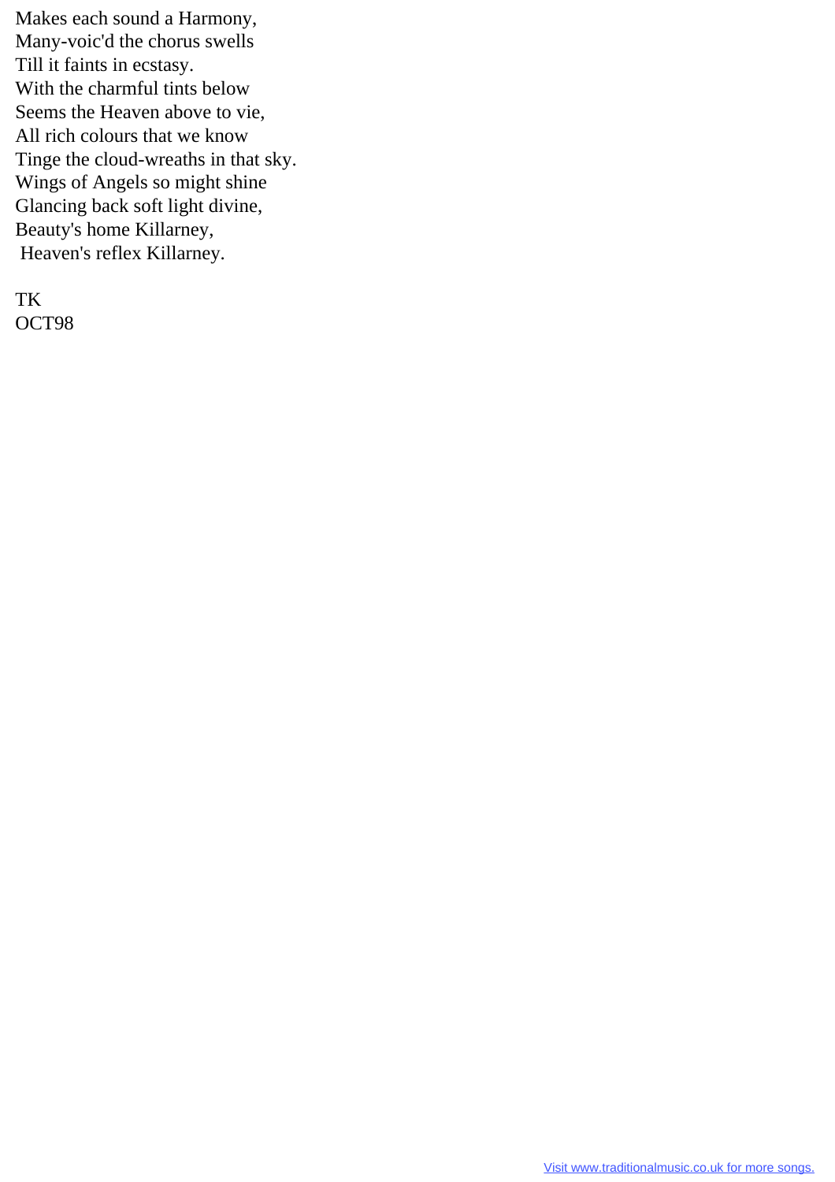Makes each sound a Harmony,
Many-voic'd the chorus swells
Till it faints in ecstasy.
With the charmful tints below
Seems the Heaven above to vie,
All rich colours that we know
Tinge the cloud-wreaths in that sky.
Wings of Angels so might shine
Glancing back soft light divine,
Beauty's home Killarney,
Heaven's reflex Killarney.

TK
OCT98

Visit www.traditionalmusic.co.uk for more songs.